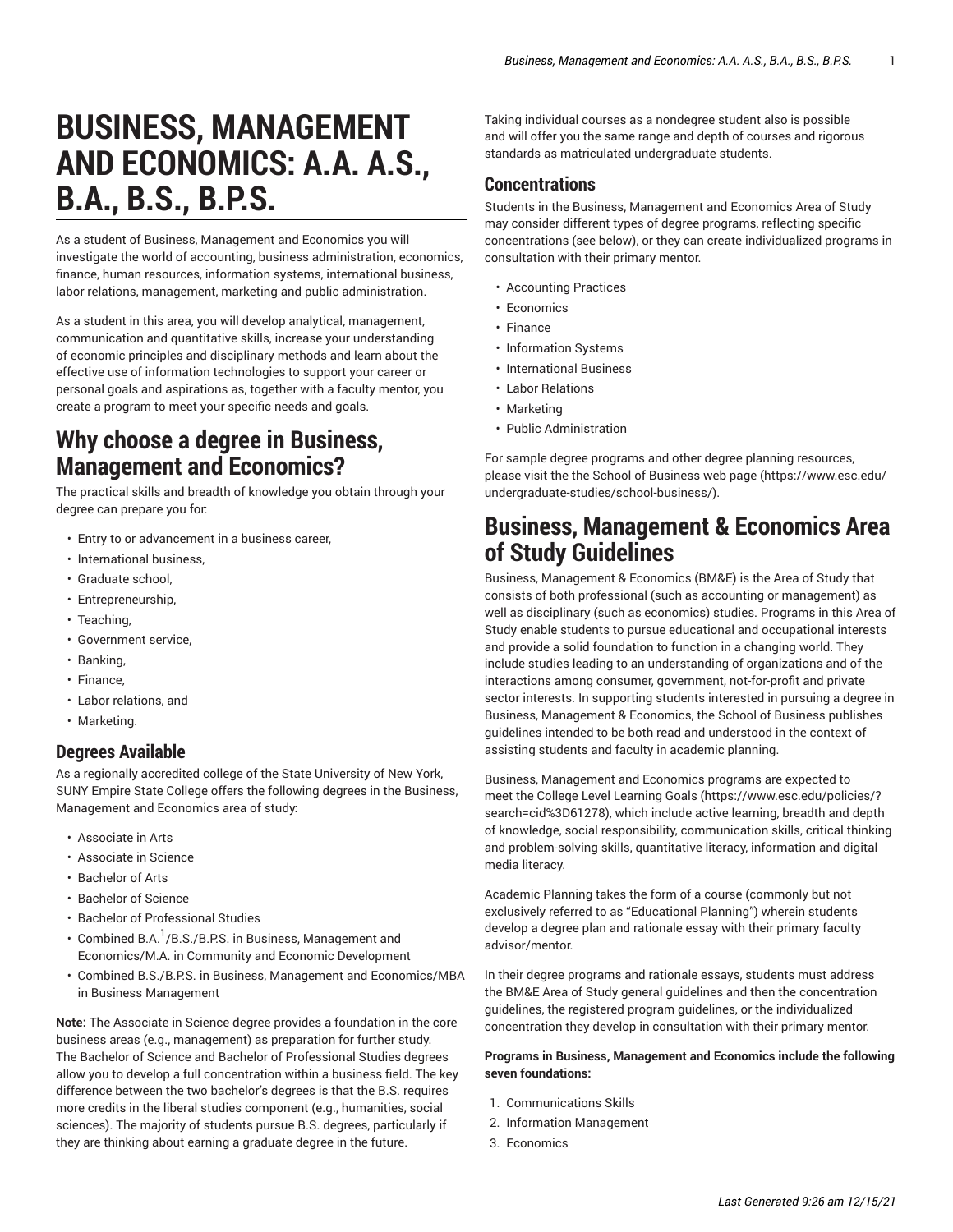# BUSINESS, MANAGEMENT AND ECONOMICS: A.A. A.S., B.A., B.S., B.P.S.

As a student of Business, Management and Economics you will investigate the world of accounting, business administration, economics, finance, human resources, information systems, international business, labor relations, management, marketing and public administration.

As a student in this area, you will develop analytical, management, communication and quantitative skills, increase your understanding of economic principles and disciplinary methods and learn about the effective use of information technologies to support your career or personal goals and aspirations as, together with a faculty mentor, you create a program to meet your specific needs and goals.

## Why choose a degree in Business, Management and Economics?

The practical skills and breadth of knowledge you obtain through your degree can prepare you for:

- Entry to or advancement in a business career,
- International business,
- Graduate school,
- Entrepreneurship,
- Teaching,
- Government service,
- Banking,
- Finance,
- Labor relations, and
- Marketing.

### Degrees Available

As a regionally accredited college of the State University of New York, SUNY Empire State College offers the following degrees in the Business, Management and Economics area of study:

- Associate in Arts
- Associate in Science
- Bachelor of Arts
- Bachelor of Science
- Bachelor of Professional Studies
- Combined B.A.[1]/B.S./B.P.S. in Business, Management and Economics/M.A. in Community and Economic Development
- Combined B.S./B.P.S. in Business, Management and Economics/MBA in Business Management

**Note:** The Associate in Science degree provides a foundation in the core business areas (e.g., management) as preparation for further study. The Bachelor of Science and Bachelor of Professional Studies degrees allow you to develop a full concentration within a business field. The key difference between the two bachelor's degrees is that the B.S. requires more credits in the liberal studies component (e.g., humanities, social sciences). The majority of students pursue B.S. degrees, particularly if they are thinking about earning a graduate degree in the future.

Taking individual courses as a nondegree student also is possible and will offer you the same range and depth of courses and rigorous standards as matriculated undergraduate students.

### Concentrations

Students in the Business, Management and Economics Area of Study may consider different types of degree programs, reflecting specific concentrations (see below), or they can create individualized programs in consultation with their primary mentor.

- Accounting Practices
- Economics
- Finance
- Information Systems
- International Business
- Labor Relations
- Marketing
- Public Administration

For sample degree programs and other degree planning resources, please visit the the School of Business web page (https://www.esc.edu/undergraduate-studies/school-business/).

## Business, Management & Economics Area of Study Guidelines

Business, Management & Economics (BM&E) is the Area of Study that consists of both professional (such as accounting or management) as well as disciplinary (such as economics) studies. Programs in this Area of Study enable students to pursue educational and occupational interests and provide a solid foundation to function in a changing world. They include studies leading to an understanding of organizations and of the interactions among consumer, government, not-for-profit and private sector interests. In supporting students interested in pursuing a degree in Business, Management & Economics, the School of Business publishes guidelines intended to be both read and understood in the context of assisting students and faculty in academic planning.

Business, Management and Economics programs are expected to meet the College Level Learning Goals (https://www.esc.edu/policies/?search=cid%3D61278), which include active learning, breadth and depth of knowledge, social responsibility, communication skills, critical thinking and problem-solving skills, quantitative literacy, information and digital media literacy.

Academic Planning takes the form of a course (commonly but not exclusively referred to as "Educational Planning") wherein students develop a degree plan and rationale essay with their primary faculty advisor/mentor.

In their degree programs and rationale essays, students must address the BM&E Area of Study general guidelines and then the concentration guidelines, the registered program guidelines, or the individualized concentration they develop in consultation with their primary mentor.

**Programs in Business, Management and Economics include the following seven foundations:**

1. Communications Skills
2. Information Management
3. Economics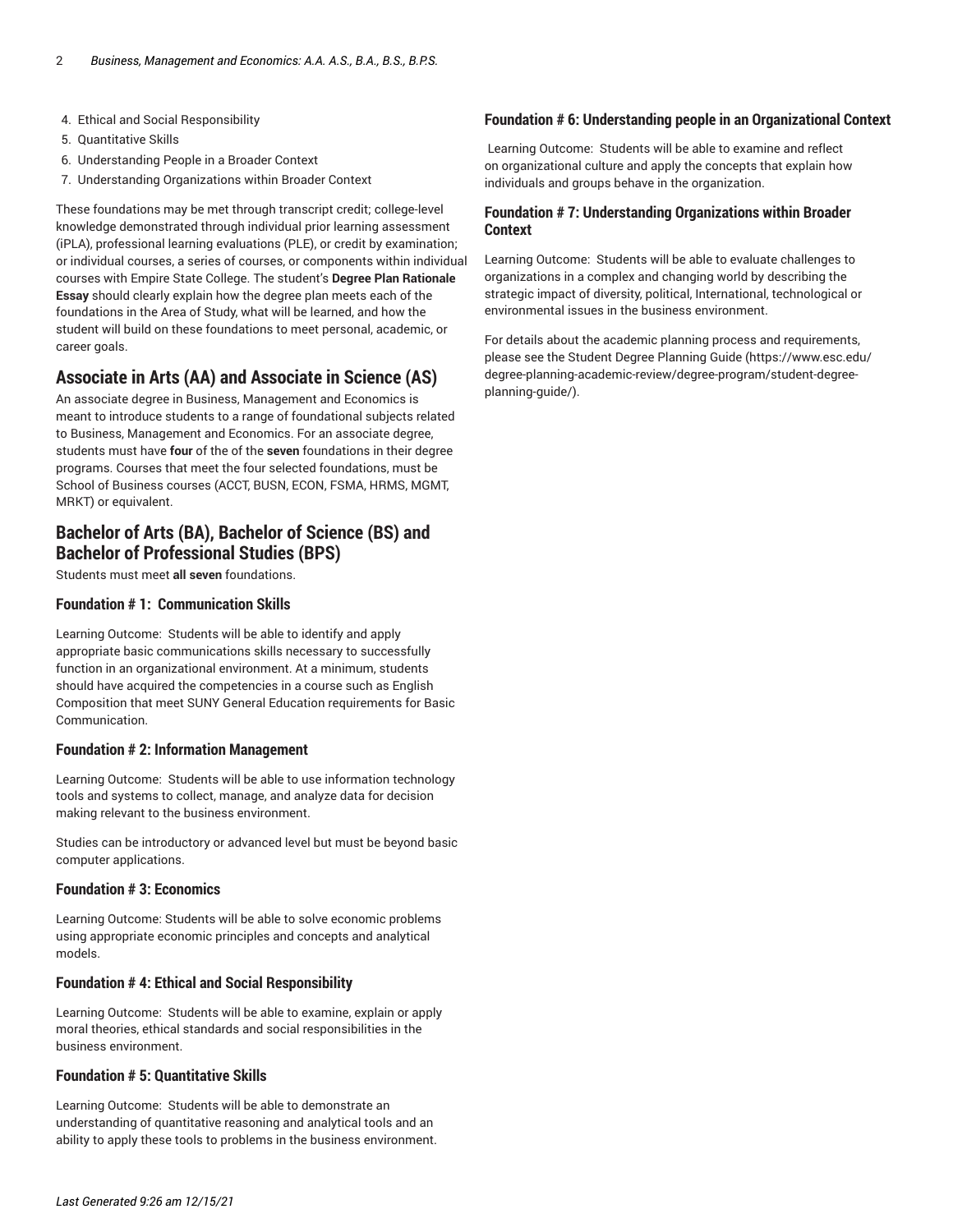4. Ethical and Social Responsibility
5. Quantitative Skills
6. Understanding People in a Broader Context
7. Understanding Organizations within Broader Context

These foundations may be met through transcript credit; college-level knowledge demonstrated through individual prior learning assessment (iPLA), professional learning evaluations (PLE), or credit by examination; or individual courses, a series of courses, or components within individual courses with Empire State College. The student's **Degree Plan Rationale Essay** should clearly explain how the degree plan meets each of the foundations in the Area of Study, what will be learned, and how the student will build on these foundations to meet personal, academic, or career goals.

## Associate in Arts (AA) and Associate in Science (AS)

An associate degree in Business, Management and Economics is meant to introduce students to a range of foundational subjects related to Business, Management and Economics. For an associate degree, students must have **four** of the of the **seven** foundations in their degree programs. Courses that meet the four selected foundations, must be School of Business courses (ACCT, BUSN, ECON, FSMA, HRMS, MGMT, MRKT) or equivalent.

## Bachelor of Arts (BA), Bachelor of Science (BS) and Bachelor of Professional Studies (BPS)

Students must meet **all seven** foundations.

### Foundation # 1: Communication Skills

Learning Outcome: Students will be able to identify and apply appropriate basic communications skills necessary to successfully function in an organizational environment. At a minimum, students should have acquired the competencies in a course such as English Composition that meet SUNY General Education requirements for Basic Communication.

### Foundation # 2: Information Management

Learning Outcome: Students will be able to use information technology tools and systems to collect, manage, and analyze data for decision making relevant to the business environment.

Studies can be introductory or advanced level but must be beyond basic computer applications.

### Foundation # 3: Economics

Learning Outcome: Students will be able to solve economic problems using appropriate economic principles and concepts and analytical models.

### Foundation # 4: Ethical and Social Responsibility

Learning Outcome: Students will be able to examine, explain or apply moral theories, ethical standards and social responsibilities in the business environment.

### Foundation # 5: Quantitative Skills

Learning Outcome: Students will be able to demonstrate an understanding of quantitative reasoning and analytical tools and an ability to apply these tools to problems in the business environment.

### Foundation # 6: Understanding people in an Organizational Context

Learning Outcome: Students will be able to examine and reflect on organizational culture and apply the concepts that explain how individuals and groups behave in the organization.

### Foundation # 7: Understanding Organizations within Broader Context

Learning Outcome: Students will be able to evaluate challenges to organizations in a complex and changing world by describing the strategic impact of diversity, political, International, technological or environmental issues in the business environment.

For details about the academic planning process and requirements, please see the Student Degree Planning Guide (https://www.esc.edu/degree-planning-academic-review/degree-program/student-degree-planning-guide/).